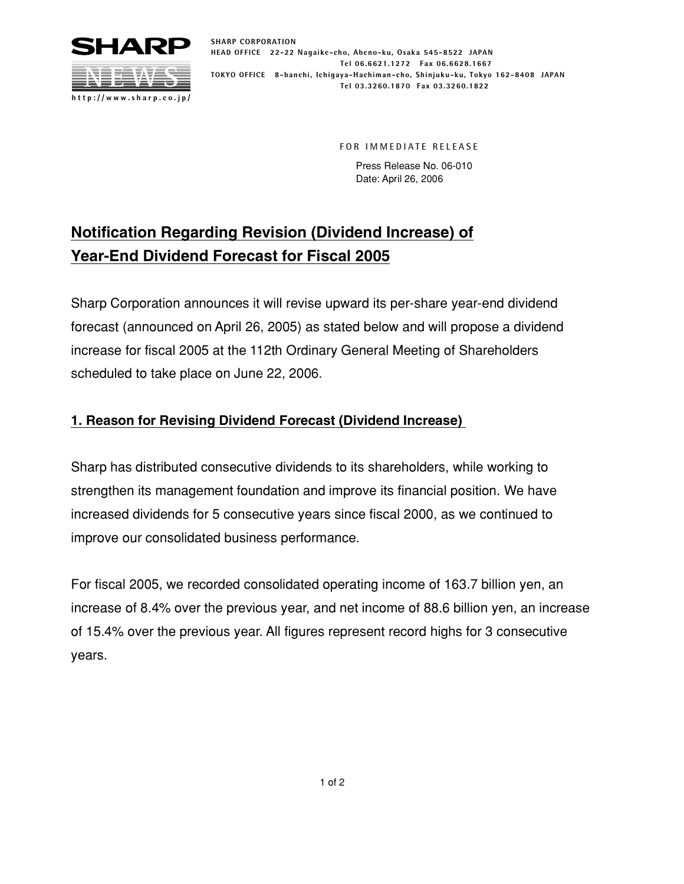**SHARP NEWS**
http://www.sharp.co.jp/

SHARP CORPORATION
HEAD OFFICE 22-22 Nagaike-cho, Abeno-ku, Osaka 545-8522 JAPAN
Tel 06.6621.1272 Fax 06.6628.1667
TOKYO OFFICE 8-banchi, Ichigaya-Hachiman-cho, Shinjuku-ku, Tokyo 162-8408 JAPAN
Tel 03.3260.1870 Fax 03.3260.1822

FOR IMMEDIATE RELEASE

Press Release No. 06-010
Date: April 26, 2006

# Notification Regarding Revision (Dividend Increase) of Year-End Dividend Forecast for Fiscal 2005

Sharp Corporation announces it will revise upward its per-share year-end dividend forecast (announced on April 26, 2005) as stated below and will propose a dividend increase for fiscal 2005 at the 112th Ordinary General Meeting of Shareholders scheduled to take place on June 22, 2006.

## 1. Reason for Revising Dividend Forecast (Dividend Increase)

Sharp has distributed consecutive dividends to its shareholders, while working to strengthen its management foundation and improve its financial position. We have increased dividends for 5 consecutive years since fiscal 2000, as we continued to improve our consolidated business performance.

For fiscal 2005, we recorded consolidated operating income of 163.7 billion yen, an increase of 8.4% over the previous year, and net income of 88.6 billion yen, an increase of 15.4% over the previous year. All figures represent record highs for 3 consecutive years.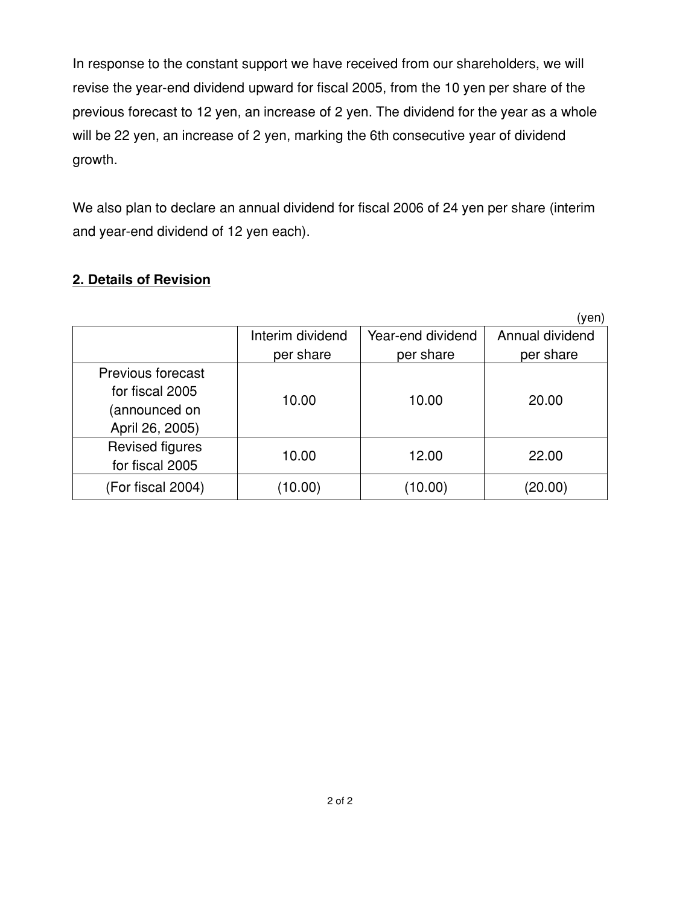In response to the constant support we have received from our shareholders, we will revise the year-end dividend upward for fiscal 2005, from the 10 yen per share of the previous forecast to 12 yen, an increase of 2 yen. The dividend for the year as a whole will be 22 yen, an increase of 2 yen, marking the 6th consecutive year of dividend growth.

We also plan to declare an annual dividend for fiscal 2006 of 24 yen per share (interim and year-end dividend of 12 yen each).

## 2. Details of Revision

(yen)

| | Interim dividend per share | Year-end dividend per share | Annual dividend per share |
|---|---|---|---|
| Previous forecast for fiscal 2005 (announced on April 26, 2005) | 10.00 | 10.00 | 20.00 |
| Revised figures for fiscal 2005 | 10.00 | 12.00 | 22.00 |
| (For fiscal 2004) | (10.00) | (10.00) | (20.00) |